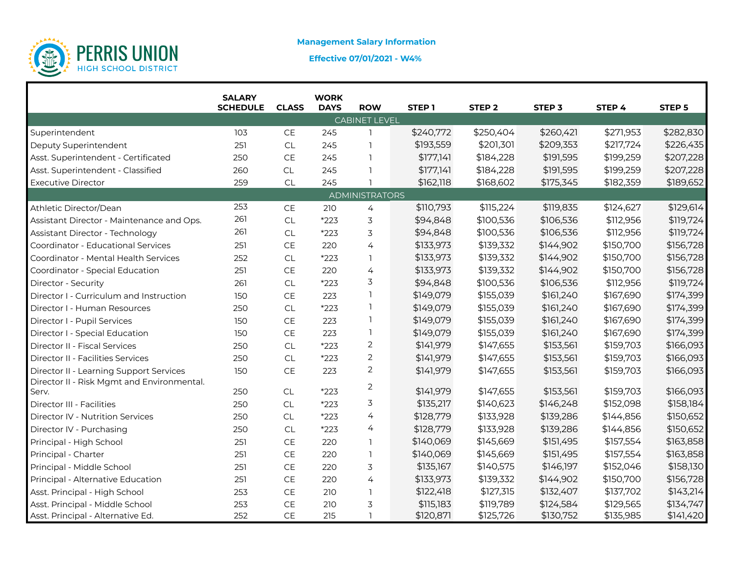PERRIS UNION HIGH SCHOOL DISTRICT

**Management Salary Information**

**Effective 07/01/2021 - W4%**

| | SALARY SCHEDULE | CLASS | WORK DAYS | ROW | STEP 1 | STEP 2 | STEP 3 | STEP 4 | STEP 5 |
|---|---|---|---|---|---|---|---|---|---|
| CABINET LEVEL | | | | | | | | | |
| Superintendent | 103 | CE | 245 | 1 | $240,772 | $250,404 | $260,421 | $271,953 | $282,830 |
| Deputy Superintendent | 251 | CL | 245 | 1 | $193,559 | $201,301 | $209,353 | $217,724 | $226,435 |
| Asst. Superintendent - Certificated | 250 | CE | 245 | 1 | $177,141 | $184,228 | $191,595 | $199,259 | $207,228 |
| Asst. Superintendent - Classified | 260 | CL | 245 | 1 | $177,141 | $184,228 | $191,595 | $199,259 | $207,228 |
| Executive Director | 259 | CL | 245 | 1 | $162,118 | $168,602 | $175,345 | $182,359 | $189,652 |
| ADMINISTRATORS | | | | | | | | | |
| Athletic Director/Dean | 253 | CE | 210 | 4 | $110,793 | $115,224 | $119,835 | $124,627 | $129,614 |
| Assistant Director - Maintenance and Ops. | 261 | CL | *223 | 3 | $94,848 | $100,536 | $106,536 | $112,956 | $119,724 |
| Assistant Director - Technology | 261 | CL | *223 | 3 | $94,848 | $100,536 | $106,536 | $112,956 | $119,724 |
| Coordinator - Educational Services | 251 | CE | 220 | 4 | $133,973 | $139,332 | $144,902 | $150,700 | $156,728 |
| Coordinator - Mental Health Services | 252 | CL | *223 | 1 | $133,973 | $139,332 | $144,902 | $150,700 | $156,728 |
| Coordinator - Special Education | 251 | CE | 220 | 4 | $133,973 | $139,332 | $144,902 | $150,700 | $156,728 |
| Director - Security | 261 | CL | *223 | 3 | $94,848 | $100,536 | $106,536 | $112,956 | $119,724 |
| Director I - Curriculum and Instruction | 150 | CE | 223 | 1 | $149,079 | $155,039 | $161,240 | $167,690 | $174,399 |
| Director I - Human Resources | 250 | CL | *223 | 1 | $149,079 | $155,039 | $161,240 | $167,690 | $174,399 |
| Director I - Pupil Services | 150 | CE | 223 | 1 | $149,079 | $155,039 | $161,240 | $167,690 | $174,399 |
| Director I - Special Education | 150 | CE | 223 | 1 | $149,079 | $155,039 | $161,240 | $167,690 | $174,399 |
| Director II - Fiscal Services | 250 | CL | *223 | 2 | $141,979 | $147,655 | $153,561 | $159,703 | $166,093 |
| Director II - Facilities Services | 250 | CL | *223 | 2 | $141,979 | $147,655 | $153,561 | $159,703 | $166,093 |
| Director II - Learning Support Services | 150 | CE | 223 | 2 | $141,979 | $147,655 | $153,561 | $159,703 | $166,093 |
| Director II - Risk Mgmt and Environmental. Serv. | 250 | CL | *223 | 2 | $141,979 | $147,655 | $153,561 | $159,703 | $166,093 |
| Director III - Facilities | 250 | CL | *223 | 3 | $135,217 | $140,623 | $146,248 | $152,098 | $158,184 |
| Director IV - Nutrition Services | 250 | CL | *223 | 4 | $128,779 | $133,928 | $139,286 | $144,856 | $150,652 |
| Director IV - Purchasing | 250 | CL | *223 | 4 | $128,779 | $133,928 | $139,286 | $144,856 | $150,652 |
| Principal - High School | 251 | CE | 220 | 1 | $140,069 | $145,669 | $151,495 | $157,554 | $163,858 |
| Principal - Charter | 251 | CE | 220 | 1 | $140,069 | $145,669 | $151,495 | $157,554 | $163,858 |
| Principal - Middle School | 251 | CE | 220 | 3 | $135,167 | $140,575 | $146,197 | $152,046 | $158,130 |
| Principal - Alternative Education | 251 | CE | 220 | 4 | $133,973 | $139,332 | $144,902 | $150,700 | $156,728 |
| Asst. Principal - High School | 253 | CE | 210 | 1 | $122,418 | $127,315 | $132,407 | $137,702 | $143,214 |
| Asst. Principal - Middle School | 253 | CE | 210 | 3 | $115,183 | $119,789 | $124,584 | $129,565 | $134,747 |
| Asst. Principal - Alternative Ed. | 252 | CE | 215 | 1 | $120,871 | $125,726 | $130,752 | $135,985 | $141,420 |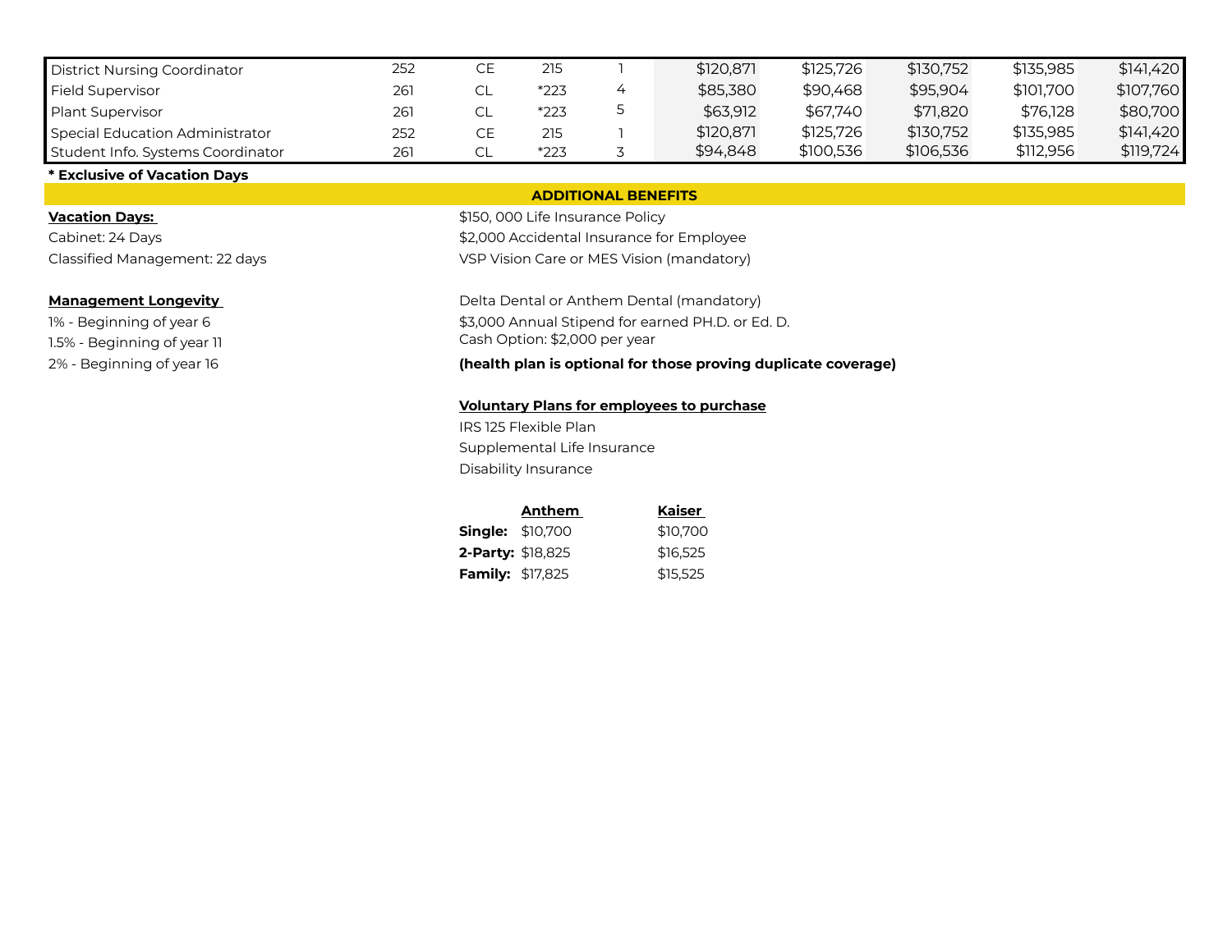| | | | | | | | | | |
|---|---|---|---|---|---|---|---|---|---|
| District Nursing Coordinator | 252 | CE | 215 | 1 | $120,871 | $125,726 | $130,752 | $135,985 | $141,420 |
| Field Supervisor | 261 | CL | *223 | 4 | $85,380 | $90,468 | $95,904 | $101,700 | $107,760 |
| Plant Supervisor | 261 | CL | *223 | 5 | $63,912 | $67,740 | $71,820 | $76,128 | $80,700 |
| Special Education Administrator | 252 | CE | 215 | 1 | $120,871 | $125,726 | $130,752 | $135,985 | $141,420 |
| Student Info. Systems Coordinator | 261 | CL | *223 | 3 | $94,848 | $100,536 | $106,536 | $112,956 | $119,724 |

**\* Exclusive of Vacation Days**

## ADDITIONAL BENEFITS

**Vacation Days:**

Cabinet: 24 Days

Classified Management: 22 days

**Management Longevity**

1% - Beginning of year 6

1.5% - Beginning of year 11

2% - Beginning of year 16

$150, 000 Life Insurance Policy

$2,000 Accidental Insurance for Employee

VSP Vision Care or MES Vision (mandatory)

Delta Dental or Anthem Dental (mandatory)

$3,000 Annual Stipend for earned PH.D. or Ed. D.

Cash Option: $2,000 per year

**(health plan is optional for those proving duplicate coverage)**

**Voluntary Plans for employees to purchase**

IRS 125 Flexible Plan

Supplemental Life Insurance

Disability Insurance

| | Anthem | Kaiser |
|---|---|---|
| **Single:** | $10,700 | $10,700 |
| **2-Party:** | $18,825 | $16,525 |
| **Family:** | $17,825 | $15,525 |